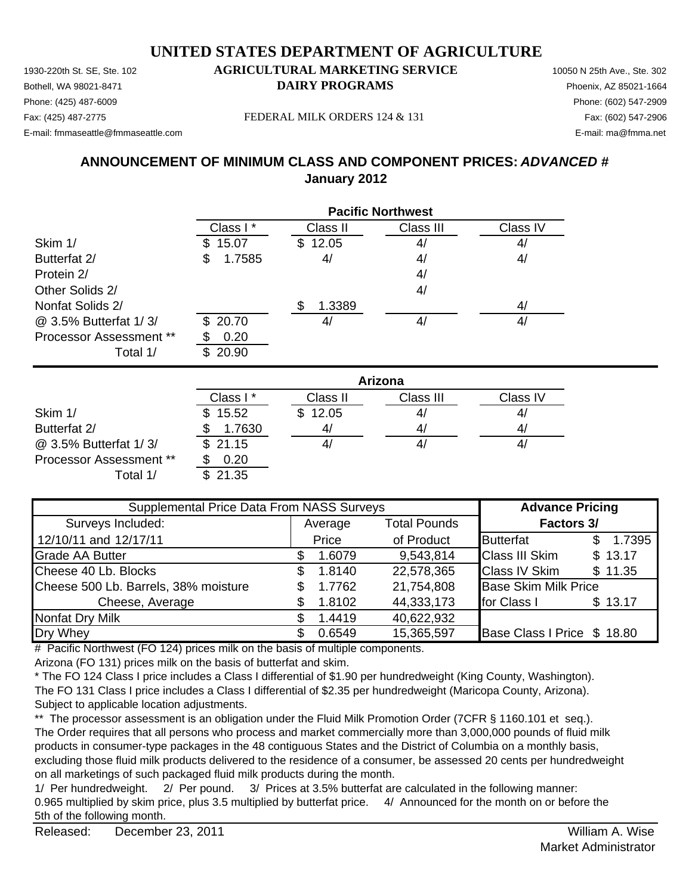# UNITED STATES DEPARTMENT OF AGRICULTURE

**AGRICULTURAL MARKETING SERVICE**
**DAIRY PROGRAMS**

1930-220th St. SE, Ste. 102
Bothell, WA 98021-8471
Phone: (425) 487-6009
Fax: (425) 487-2775
E-mail: fmmaseattle@fmmaseattle.com

10050 N 25th Ave., Ste. 302
Phoenix, AZ 85021-1664
Phone: (602) 547-2909
Fax: (602) 547-2906
E-mail: ma@fmma.net

FEDERAL MILK ORDERS 124 & 131

## ANNOUNCEMENT OF MINIMUM CLASS AND COMPONENT PRICES: *ADVANCED #*
## January 2012

| | Pacific Northwest | | | |
|---|---|---|---|---|
| | Class I * | Class II | Class III | Class IV |
| Skim 1/ | $ 15.07 | $ 12.05 | 4/ | 4/ |
| Butterfat 2/ | $ 1.7585 | 4/ | 4/ | 4/ |
| Protein 2/ | | | 4/ | |
| Other Solids 2/ | | | 4/ | |
| Nonfat Solids 2/ | | $ 1.3389 | | 4/ |
| @ 3.5% Butterfat 1/ 3/ | $ 20.70 | 4/ | 4/ | 4/ |
| Processor Assessment ** | $ 0.20 | | | |
| Total 1/ | $ 20.90 | | | |

| | Arizona | | | |
|---|---|---|---|---|
| | Class I * | Class II | Class III | Class IV |
| Skim 1/ | $ 15.52 | $ 12.05 | 4/ | 4/ |
| Butterfat 2/ | $ 1.7630 | 4/ | 4/ | 4/ |
| @ 3.5% Butterfat 1/ 3/ | $ 21.15 | 4/ | 4/ | 4/ |
| Processor Assessment ** | $ 0.20 | | | |
| Total 1/ | $ 21.35 | | | |

| Supplemental Price Data From NASS Surveys | | | Advance Pricing | |
|---|---|---|---|---|
| Surveys Included: | Average | Total Pounds | Factors 3/ | |
| 12/10/11 and 12/17/11 | Price | of Product | Butterfat | $ 1.7395 |
| Grade AA Butter | $ 1.6079 | 9,543,814 | Class III Skim | $ 13.17 |
| Cheese 40 Lb. Blocks | $ 1.8140 | 22,578,365 | Class IV Skim | $ 11.35 |
| Cheese 500 Lb. Barrels, 38% moisture | $ 1.7762 | 21,754,808 | Base Skim Milk Price | |
| Cheese, Average | $ 1.8102 | 44,333,173 | for Class I | $ 13.17 |
| Nonfat Dry Milk | $ 1.4419 | 40,622,932 | | |
| Dry Whey | $ 0.6549 | 15,365,597 | Base Class I Price | $ 18.80 |

# Pacific Northwest (FO 124) prices milk on the basis of multiple components.
Arizona (FO 131) prices milk on the basis of butterfat and skim.

* The FO 124 Class I price includes a Class I differential of $1.90 per hundredweight (King County, Washington).
The FO 131 Class I price includes a Class I differential of $2.35 per hundredweight (Maricopa County, Arizona).
Subject to applicable location adjustments.

** The processor assessment is an obligation under the Fluid Milk Promotion Order (7CFR § 1160.101 et seq.).
The Order requires that all persons who process and market commercially more than 3,000,000 pounds of fluid milk products in consumer-type packages in the 48 contiguous States and the District of Columbia on a monthly basis, excluding those fluid milk products delivered to the residence of a consumer, be assessed 20 cents per hundredweight on all marketings of such packaged fluid milk products during the month.

1/ Per hundredweight. 2/ Per pound. 3/ Prices at 3.5% butterfat are calculated in the following manner:
0.965 multiplied by skim price, plus 3.5 multiplied by butterfat price. 4/ Announced for the month on or before the 5th of the following month.

Released: December 23, 2011

William A. Wise
Market Administrator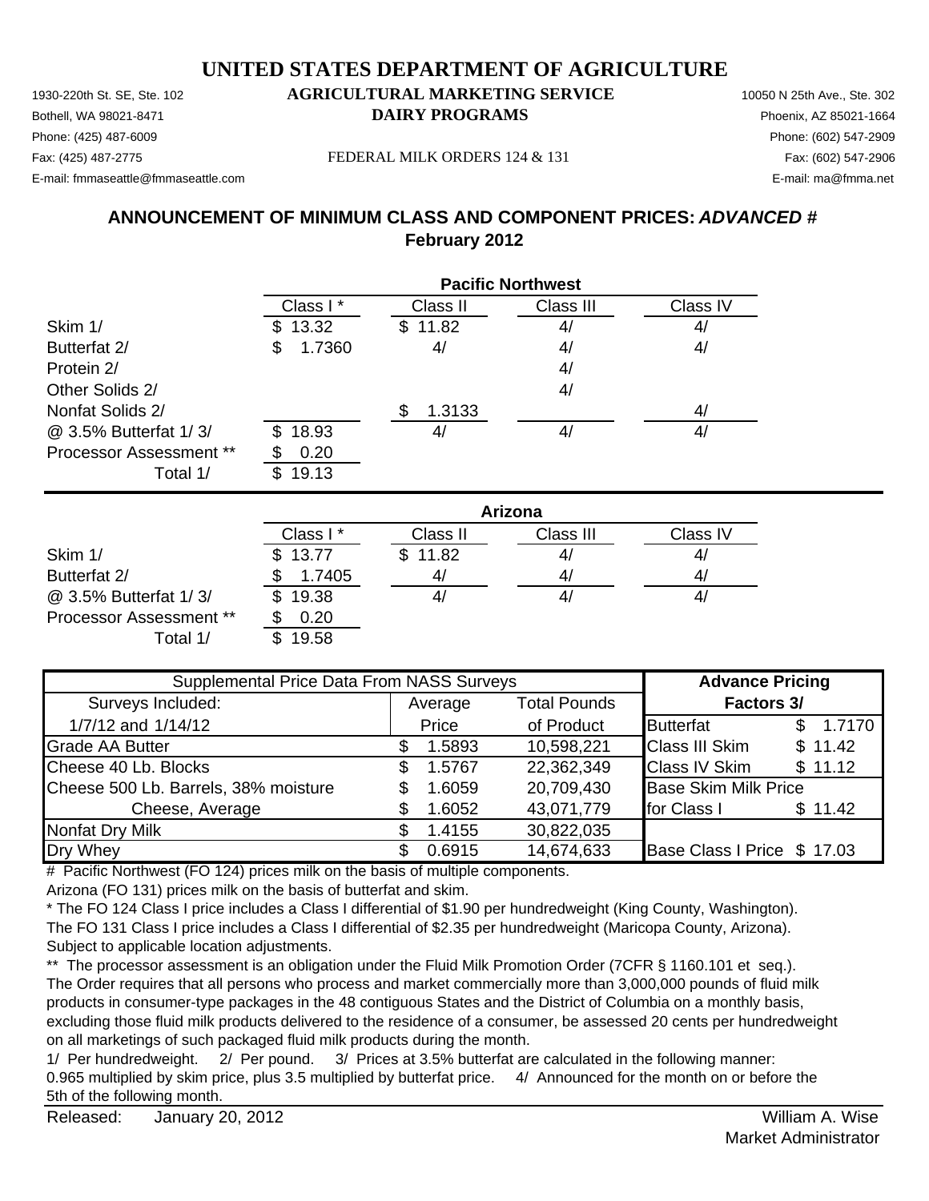# UNITED STATES DEPARTMENT OF AGRICULTURE

1930-220th St. SE, Ste. 102
Bothell, WA 98021-8471
Phone: (425) 487-6009
Fax: (425) 487-2775
E-mail: fmmaseattle@fmmaseattle.com

**AGRICULTURAL MARKETING SERVICE**
**DAIRY PROGRAMS**

FEDERAL MILK ORDERS 124 & 131

10050 N 25th Ave., Ste. 302
Phoenix, AZ 85021-1664
Phone: (602) 547-2909
Fax: (602) 547-2906
E-mail: ma@fmma.net

## ANNOUNCEMENT OF MINIMUM CLASS AND COMPONENT PRICES: *ADVANCED #*
## February 2012

| | Pacific Northwest | | | |
|---|---|---|---|---|
| | Class I * | Class II | Class III | Class IV |
| Skim 1/ | $ 13.32 | $ 11.82 | 4/ | 4/ |
| Butterfat 2/ | $ 1.7360 | 4/ | 4/ | 4/ |
| Protein 2/ | | | 4/ | |
| Other Solids 2/ | | | 4/ | |
| Nonfat Solids 2/ | | $ 1.3133 | | 4/ |
| @ 3.5% Butterfat 1/ 3/ | $ 18.93 | 4/ | 4/ | 4/ |
| Processor Assessment ** | $ 0.20 | | | |
| Total 1/ | $ 19.13 | | | |

| | Arizona | | | |
|---|---|---|---|---|
| | Class I * | Class II | Class III | Class IV |
| Skim 1/ | $ 13.77 | $ 11.82 | 4/ | 4/ |
| Butterfat 2/ | $ 1.7405 | 4/ | 4/ | 4/ |
| @ 3.5% Butterfat 1/ 3/ | $ 19.38 | 4/ | 4/ | 4/ |
| Processor Assessment ** | $ 0.20 | | | |
| Total 1/ | $ 19.58 | | | |

| Supplemental Price Data From NASS Surveys | | | Advance Pricing | |
|---|---|---|---|---|
| Surveys Included: | Average | Total Pounds | Factors 3/ | |
| 1/7/12 and 1/14/12 | Price | of Product | Butterfat | $ 1.7170 |
| Grade AA Butter | $ 1.5893 | 10,598,221 | Class III Skim | $ 11.42 |
| Cheese 40 Lb. Blocks | $ 1.5767 | 22,362,349 | Class IV Skim | $ 11.12 |
| Cheese 500 Lb. Barrels, 38% moisture | $ 1.6059 | 20,709,430 | Base Skim Milk Price | |
| Cheese, Average | $ 1.6052 | 43,071,779 | for Class I | $ 11.42 |
| Nonfat Dry Milk | $ 1.4155 | 30,822,035 | | |
| Dry Whey | $ 0.6915 | 14,674,633 | Base Class I Price | $ 17.03 |

\# Pacific Northwest (FO 124) prices milk on the basis of multiple components.
Arizona (FO 131) prices milk on the basis of butterfat and skim.

\* The FO 124 Class I price includes a Class I differential of $1.90 per hundredweight (King County, Washington).
The FO 131 Class I price includes a Class I differential of $2.35 per hundredweight (Maricopa County, Arizona).
Subject to applicable location adjustments.

** The processor assessment is an obligation under the Fluid Milk Promotion Order (7CFR § 1160.101 et seq.).
The Order requires that all persons who process and market commercially more than 3,000,000 pounds of fluid milk products in consumer-type packages in the 48 contiguous States and the District of Columbia on a monthly basis, excluding those fluid milk products delivered to the residence of a consumer, be assessed 20 cents per hundredweight on all marketings of such packaged fluid milk products during the month.

1/ Per hundredweight. 2/ Per pound. 3/ Prices at 3.5% butterfat are calculated in the following manner:
0.965 multiplied by skim price, plus 3.5 multiplied by butterfat price. 4/ Announced for the month on or before the 5th of the following month.

Released: January 20, 2012

William A. Wise
Market Administrator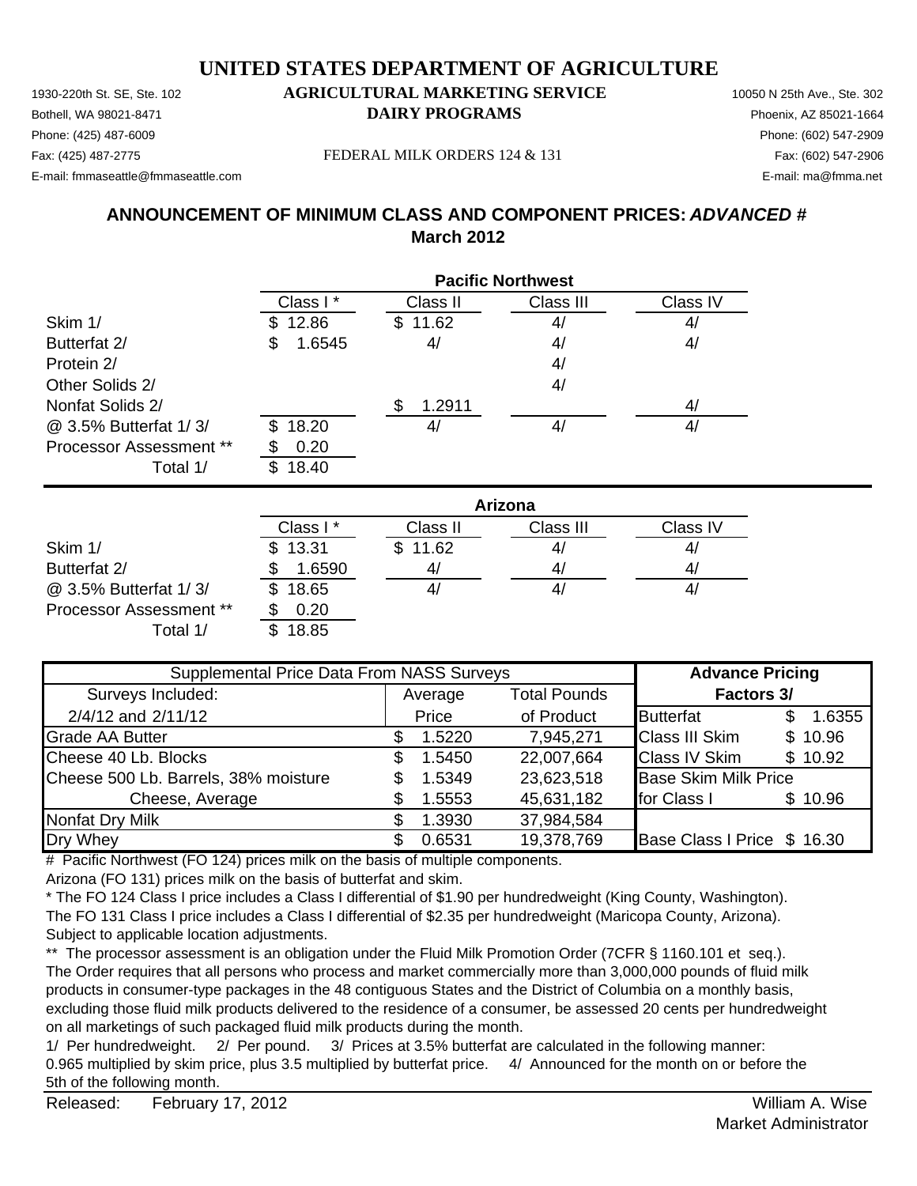# UNITED STATES DEPARTMENT OF AGRICULTURE

## AGRICULTURAL MARKETING SERVICE
## DAIRY PROGRAMS

1930-220th St. SE, Ste. 102
Bothell, WA 98021-8471
Phone: (425) 487-6009
Fax: (425) 487-2775
E-mail: fmmaseattle@fmmaseattle.com

FEDERAL MILK ORDERS 124 & 131

10050 N 25th Ave., Ste. 302
Phoenix, AZ 85021-1664
Phone: (602) 547-2909
Fax: (602) 547-2906
E-mail: ma@fmma.net

## ANNOUNCEMENT OF MINIMUM CLASS AND COMPONENT PRICES: *ADVANCED* #
## March 2012

**Pacific Northwest**

| | Class I * | Class II | Class III | Class IV |
|---|---|---|---|---|
| Skim 1/ | $ 12.86 | $ 11.62 | 4/ | 4/ |
| Butterfat 2/ | $ 1.6545 | 4/ | 4/ | 4/ |
| Protein 2/ | | | 4/ | |
| Other Solids 2/ | | | 4/ | |
| Nonfat Solids 2/ | | $ 1.2911 | | 4/ |
| @ 3.5% Butterfat 1/ 3/ | $ 18.20 | 4/ | 4/ | 4/ |
| Processor Assessment ** | $ 0.20 | | | |
| Total 1/ | $ 18.40 | | | |

**Arizona**

| | Class I * | Class II | Class III | Class IV |
|---|---|---|---|---|
| Skim 1/ | $ 13.31 | $ 11.62 | 4/ | 4/ |
| Butterfat 2/ | $ 1.6590 | 4/ | 4/ | 4/ |
| @ 3.5% Butterfat 1/ 3/ | $ 18.65 | 4/ | 4/ | 4/ |
| Processor Assessment ** | $ 0.20 | | | |
| Total 1/ | $ 18.85 | | | |

| Supplemental Price Data From NASS Surveys | | | Advance Pricing | |
|---|---|---|---|---|
| Surveys Included: | Average | Total Pounds | Factors 3/ | |
| 2/4/12 and 2/11/12 | Price | of Product | Butterfat | $ 1.6355 |
| Grade AA Butter | $ 1.5220 | 7,945,271 | Class III Skim | $ 10.96 |
| Cheese 40 Lb. Blocks | $ 1.5450 | 22,007,664 | Class IV Skim | $ 10.92 |
| Cheese 500 Lb. Barrels, 38% moisture | $ 1.5349 | 23,623,518 | Base Skim Milk Price | |
| Cheese, Average | $ 1.5553 | 45,631,182 | for Class I | $ 10.96 |
| Nonfat Dry Milk | $ 1.3930 | 37,984,584 | | |
| Dry Whey | $ 0.6531 | 19,378,769 | Base Class I Price | $ 16.30 |

# Pacific Northwest (FO 124) prices milk on the basis of multiple components.
Arizona (FO 131) prices milk on the basis of butterfat and skim.

* The FO 124 Class I price includes a Class I differential of $1.90 per hundredweight (King County, Washington).
The FO 131 Class I price includes a Class I differential of $2.35 per hundredweight (Maricopa County, Arizona).
Subject to applicable location adjustments.

** The processor assessment is an obligation under the Fluid Milk Promotion Order (7CFR § 1160.101 et seq.).
The Order requires that all persons who process and market commercially more than 3,000,000 pounds of fluid milk products in consumer-type packages in the 48 contiguous States and the District of Columbia on a monthly basis, excluding those fluid milk products delivered to the residence of a consumer, be assessed 20 cents per hundredweight on all marketings of such packaged fluid milk products during the month.

1/ Per hundredweight. 2/ Per pound. 3/ Prices at 3.5% butterfat are calculated in the following manner:
0.965 multiplied by skim price, plus 3.5 multiplied by butterfat price. 4/ Announced for the month on or before the 5th of the following month.

Released: February 17, 2012

William A. Wise
Market Administrator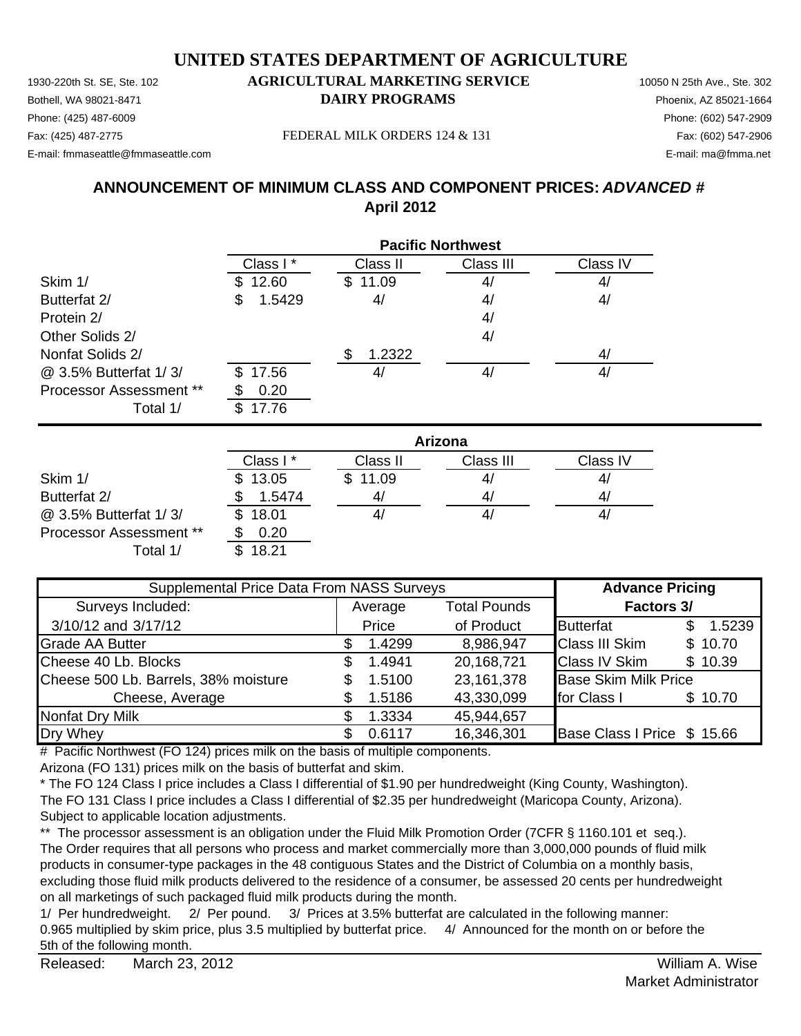# UNITED STATES DEPARTMENT OF AGRICULTURE

1930-220th St. SE, Ste. 102
Bothell, WA 98021-8471
Phone: (425) 487-6009
Fax: (425) 487-2775
E-mail: fmmaseattle@fmmaseattle.com

**AGRICULTURAL MARKETING SERVICE**
**DAIRY PROGRAMS**

FEDERAL MILK ORDERS 124 & 131

10050 N 25th Ave., Ste. 302
Phoenix, AZ 85021-1664
Phone: (602) 547-2909
Fax: (602) 547-2906
E-mail: ma@fmma.net

## ANNOUNCEMENT OF MINIMUM CLASS AND COMPONENT PRICES: *ADVANCED* #
## April 2012

| | Pacific Northwest | | | |
|---|---|---|---|---|
| | Class I * | Class II | Class III | Class IV |
| Skim 1/ | $ 12.60 | $ 11.09 | 4/ | 4/ |
| Butterfat 2/ | $ 1.5429 | 4/ | 4/ | 4/ |
| Protein 2/ | | | 4/ | |
| Other Solids 2/ | | | 4/ | |
| Nonfat Solids 2/ | | $ 1.2322 | | 4/ |
| @ 3.5% Butterfat 1/ 3/ | $ 17.56 | 4/ | 4/ | 4/ |
| Processor Assessment ** | $ 0.20 | | | |
| Total 1/ | $ 17.76 | | | |

| | Arizona | | | |
|---|---|---|---|---|
| | Class I * | Class II | Class III | Class IV |
| Skim 1/ | $ 13.05 | $ 11.09 | 4/ | 4/ |
| Butterfat 2/ | $ 1.5474 | 4/ | 4/ | 4/ |
| @ 3.5% Butterfat 1/ 3/ | $ 18.01 | 4/ | 4/ | 4/ |
| Processor Assessment ** | $ 0.20 | | | |
| Total 1/ | $ 18.21 | | | |

| Supplemental Price Data From NASS Surveys | | | Advance Pricing | |
|---|---|---|---|---|
| Surveys Included: | Average | Total Pounds | Factors 3/ | |
| 3/10/12 and 3/17/12 | Price | of Product | Butterfat | $ 1.5239 |
| Grade AA Butter | $ 1.4299 | 8,986,947 | Class III Skim | $ 10.70 |
| Cheese 40 Lb. Blocks | $ 1.4941 | 20,168,721 | Class IV Skim | $ 10.39 |
| Cheese 500 Lb. Barrels, 38% moisture | $ 1.5100 | 23,161,378 | Base Skim Milk Price | |
| Cheese, Average | $ 1.5186 | 43,330,099 | for Class I | $ 10.70 |
| Nonfat Dry Milk | $ 1.3334 | 45,944,657 | | |
| Dry Whey | $ 0.6117 | 16,346,301 | Base Class I Price | $ 15.66 |

\# Pacific Northwest (FO 124) prices milk on the basis of multiple components.
Arizona (FO 131) prices milk on the basis of butterfat and skim.

\* The FO 124 Class I price includes a Class I differential of $1.90 per hundredweight (King County, Washington).
The FO 131 Class I price includes a Class I differential of $2.35 per hundredweight (Maricopa County, Arizona).
Subject to applicable location adjustments.

** The processor assessment is an obligation under the Fluid Milk Promotion Order (7CFR § 1160.101 et seq.).
The Order requires that all persons who process and market commercially more than 3,000,000 pounds of fluid milk products in consumer-type packages in the 48 contiguous States and the District of Columbia on a monthly basis, excluding those fluid milk products delivered to the residence of a consumer, be assessed 20 cents per hundredweight on all marketings of such packaged fluid milk products during the month.

1/ Per hundredweight. 2/ Per pound. 3/ Prices at 3.5% butterfat are calculated in the following manner:
0.965 multiplied by skim price, plus 3.5 multiplied by butterfat price. 4/ Announced for the month on or before the 5th of the following month.

Released: March 23, 2012

William A. Wise
Market Administrator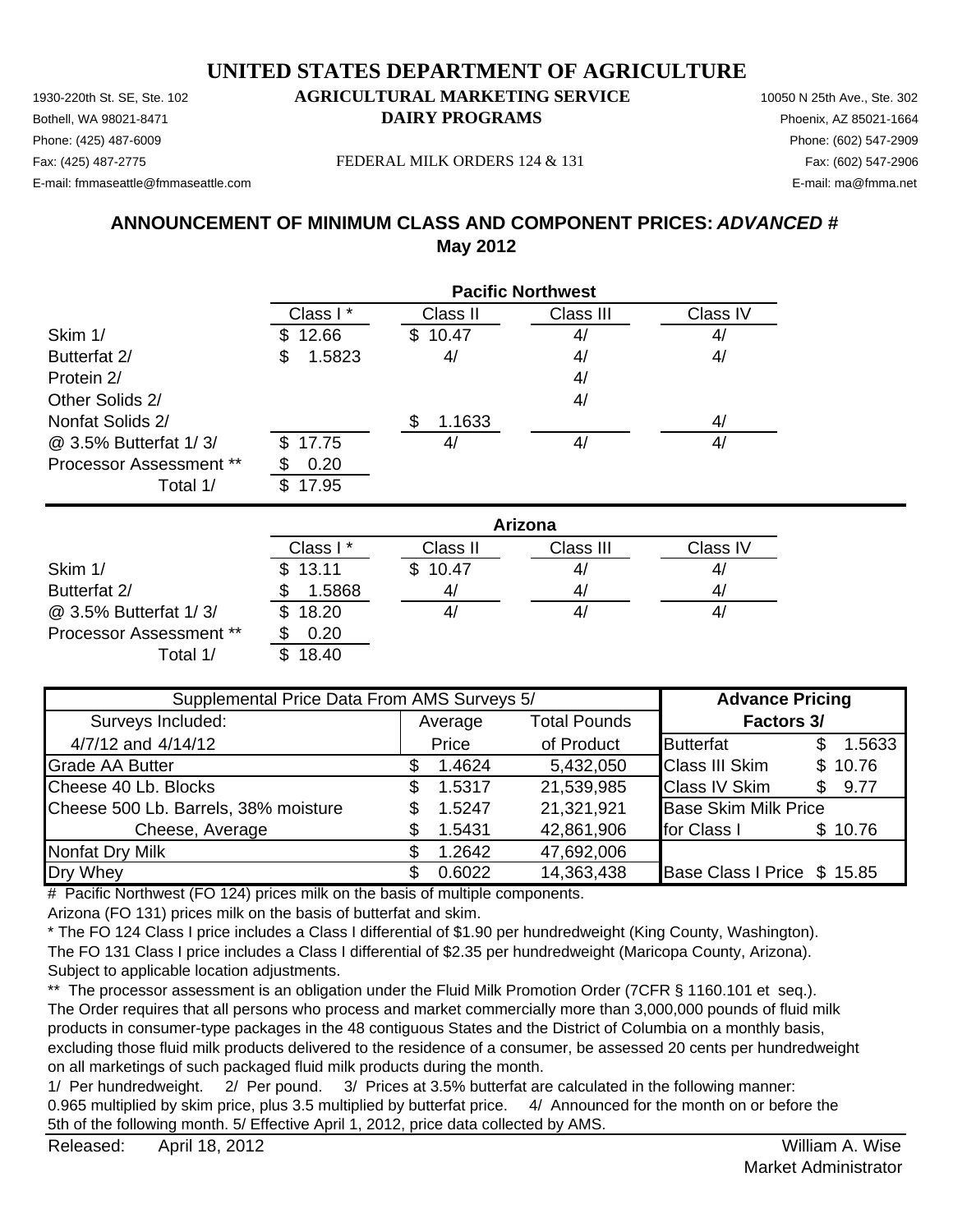# UNITED STATES DEPARTMENT OF AGRICULTURE

## AGRICULTURAL MARKETING SERVICE
## DAIRY PROGRAMS

1930-220th St. SE, Ste. 102
Bothell, WA 98021-8471
Phone: (425) 487-6009
Fax: (425) 487-2775
E-mail: fmmaseattle@fmmaseattle.com

FEDERAL MILK ORDERS 124 & 131

10050 N 25th Ave., Ste. 302
Phoenix, AZ 85021-1664
Phone: (602) 547-2909
Fax: (602) 547-2906
E-mail: ma@fmma.net

## ANNOUNCEMENT OF MINIMUM CLASS AND COMPONENT PRICES: *ADVANCED #*
## May 2012

| | Pacific Northwest | | | |
|---|---|---|---|---|
| | Class I * | Class II | Class III | Class IV |
| Skim 1/ | $ 12.66 | $ 10.47 | 4/ | 4/ |
| Butterfat 2/ | $ 1.5823 | 4/ | 4/ | 4/ |
| Protein 2/ | | | 4/ | |
| Other Solids 2/ | | | 4/ | |
| Nonfat Solids 2/ | | $ 1.1633 | | 4/ |
| @ 3.5% Butterfat 1/ 3/ | $ 17.75 | 4/ | 4/ | 4/ |
| Processor Assessment ** | $ 0.20 | | | |
| Total 1/ | $ 17.95 | | | |

| | Arizona | | | |
|---|---|---|---|---|
| | Class I * | Class II | Class III | Class IV |
| Skim 1/ | $ 13.11 | $ 10.47 | 4/ | 4/ |
| Butterfat 2/ | $ 1.5868 | 4/ | 4/ | 4/ |
| @ 3.5% Butterfat 1/ 3/ | $ 18.20 | 4/ | 4/ | 4/ |
| Processor Assessment ** | $ 0.20 | | | |
| Total 1/ | $ 18.40 | | | |

| Supplemental Price Data From AMS Surveys 5/ | | | Advance Pricing | |
|---|---|---|---|---|
| Surveys Included: | Average | Total Pounds | Factors 3/ | |
| 4/7/12 and 4/14/12 | Price | of Product | Butterfat | $ 1.5633 |
| Grade AA Butter | $ 1.4624 | 5,432,050 | Class III Skim | $ 10.76 |
| Cheese 40 Lb. Blocks | $ 1.5317 | 21,539,985 | Class IV Skim | $ 9.77 |
| Cheese 500 Lb. Barrels, 38% moisture | $ 1.5247 | 21,321,921 | Base Skim Milk Price | |
| Cheese, Average | $ 1.5431 | 42,861,906 | for Class I | $ 10.76 |
| Nonfat Dry Milk | $ 1.2642 | 47,692,006 | | |
| Dry Whey | $ 0.6022 | 14,363,438 | Base Class I Price | $ 15.85 |

\# Pacific Northwest (FO 124) prices milk on the basis of multiple components.
Arizona (FO 131) prices milk on the basis of butterfat and skim.

\* The FO 124 Class I price includes a Class I differential of $1.90 per hundredweight (King County, Washington).
The FO 131 Class I price includes a Class I differential of $2.35 per hundredweight (Maricopa County, Arizona).
Subject to applicable location adjustments.

** The processor assessment is an obligation under the Fluid Milk Promotion Order (7CFR § 1160.101 et seq.).
The Order requires that all persons who process and market commercially more than 3,000,000 pounds of fluid milk products in consumer-type packages in the 48 contiguous States and the District of Columbia on a monthly basis, excluding those fluid milk products delivered to the residence of a consumer, be assessed 20 cents per hundredweight on all marketings of such packaged fluid milk products during the month.

1/ Per hundredweight. 2/ Per pound. 3/ Prices at 3.5% butterfat are calculated in the following manner:
0.965 multiplied by skim price, plus 3.5 multiplied by butterfat price. 4/ Announced for the month on or before the 5th of the following month. 5/ Effective April 1, 2012, price data collected by AMS.

Released: April 18, 2012

William A. Wise
Market Administrator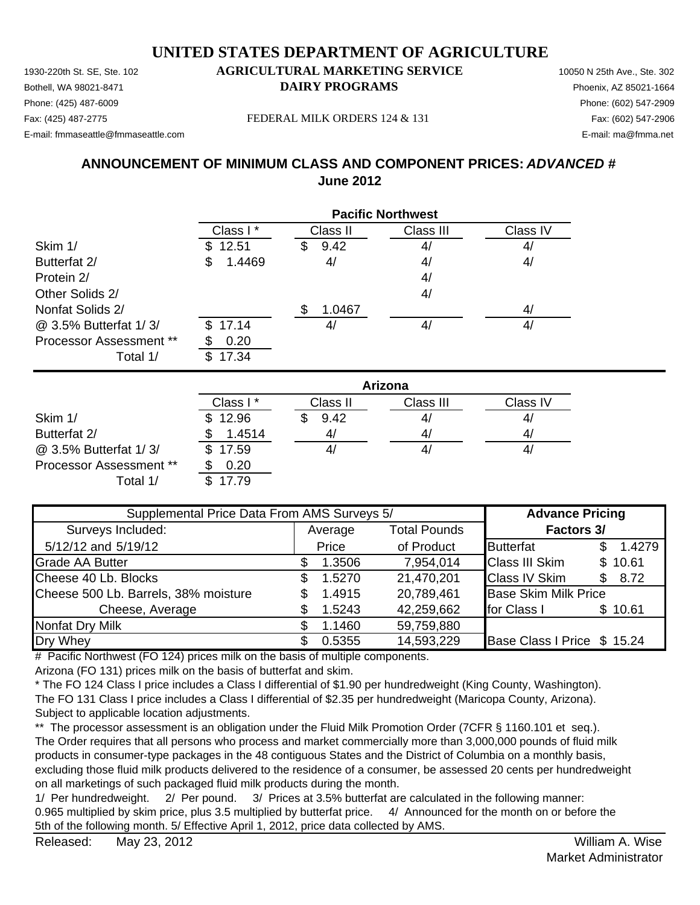# UNITED STATES DEPARTMENT OF AGRICULTURE

1930-220th St. SE, Ste. 102
Bothell, WA 98021-8471
Phone: (425) 487-6009
Fax: (425) 487-2775
E-mail: fmmaseattle@fmmaseattle.com

**AGRICULTURAL MARKETING SERVICE**
**DAIRY PROGRAMS**

FEDERAL MILK ORDERS 124 & 131

10050 N 25th Ave., Ste. 302
Phoenix, AZ 85021-1664
Phone: (602) 547-2909
Fax: (602) 547-2906
E-mail: ma@fmma.net

## ANNOUNCEMENT OF MINIMUM CLASS AND COMPONENT PRICES: *ADVANCED #*
## June 2012

| | Pacific Northwest | | | |
|---|---|---|---|---|
| | Class I * | Class II | Class III | Class IV |
| Skim 1/ | $ 12.51 | $ 9.42 | 4/ | 4/ |
| Butterfat 2/ | $ 1.4469 | 4/ | 4/ | 4/ |
| Protein 2/ | | | 4/ | |
| Other Solids 2/ | | | 4/ | |
| Nonfat Solids 2/ | | $ 1.0467 | | 4/ |
| @ 3.5% Butterfat 1/ 3/ | $ 17.14 | 4/ | 4/ | 4/ |
| Processor Assessment ** | $ 0.20 | | | |
| Total 1/ | $ 17.34 | | | |

| | Arizona | | | |
|---|---|---|---|---|
| | Class I * | Class II | Class III | Class IV |
| Skim 1/ | $ 12.96 | $ 9.42 | 4/ | 4/ |
| Butterfat 2/ | $ 1.4514 | 4/ | 4/ | 4/ |
| @ 3.5% Butterfat 1/ 3/ | $ 17.59 | 4/ | 4/ | 4/ |
| Processor Assessment ** | $ 0.20 | | | |
| Total 1/ | $ 17.79 | | | |

| Supplemental Price Data From AMS Surveys 5/ | | | Advance Pricing | |
|---|---|---|---|---|
| Surveys Included: | Average | Total Pounds | Factors 3/ | |
| 5/12/12 and 5/19/12 | Price | of Product | Butterfat | $ 1.4279 |
| Grade AA Butter | $ 1.3506 | 7,954,014 | Class III Skim | $ 10.61 |
| Cheese 40 Lb. Blocks | $ 1.5270 | 21,470,201 | Class IV Skim | $ 8.72 |
| Cheese 500 Lb. Barrels, 38% moisture | $ 1.4915 | 20,789,461 | Base Skim Milk Price | |
| Cheese, Average | $ 1.5243 | 42,259,662 | for Class I | $ 10.61 |
| Nonfat Dry Milk | $ 1.1460 | 59,759,880 | | |
| Dry Whey | $ 0.5355 | 14,593,229 | Base Class I Price | $ 15.24 |

# Pacific Northwest (FO 124) prices milk on the basis of multiple components.
Arizona (FO 131) prices milk on the basis of butterfat and skim.

* The FO 124 Class I price includes a Class I differential of $1.90 per hundredweight (King County, Washington).
The FO 131 Class I price includes a Class I differential of $2.35 per hundredweight (Maricopa County, Arizona).
Subject to applicable location adjustments.

** The processor assessment is an obligation under the Fluid Milk Promotion Order (7CFR § 1160.101 et seq.).
The Order requires that all persons who process and market commercially more than 3,000,000 pounds of fluid milk products in consumer-type packages in the 48 contiguous States and the District of Columbia on a monthly basis, excluding those fluid milk products delivered to the residence of a consumer, be assessed 20 cents per hundredweight on all marketings of such packaged fluid milk products during the month.

1/ Per hundredweight. 2/ Per pound. 3/ Prices at 3.5% butterfat are calculated in the following manner: 0.965 multiplied by skim price, plus 3.5 multiplied by butterfat price. 4/ Announced for the month on or before the 5th of the following month. 5/ Effective April 1, 2012, price data collected by AMS.

Released: May 23, 2012

William A. Wise
Market Administrator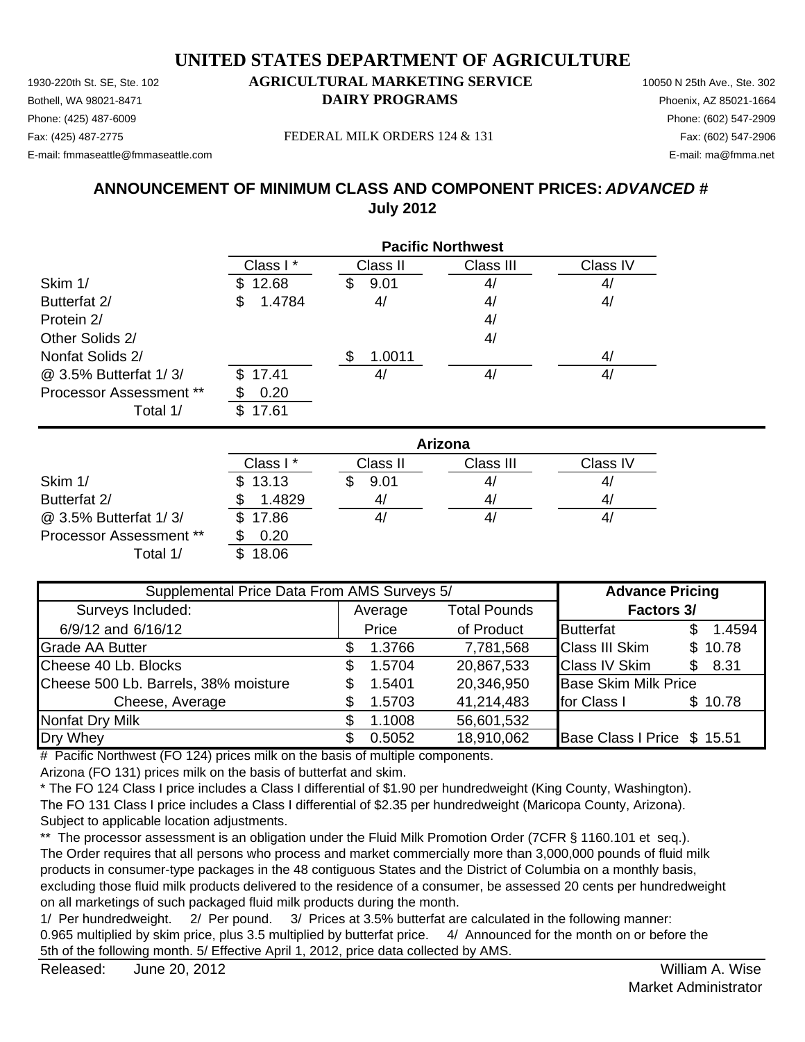# UNITED STATES DEPARTMENT OF AGRICULTURE

1930-220th St. SE, Ste. 102 **AGRICULTURAL MARKETING SERVICE** 10050 N 25th Ave., Ste. 302
Bothell, WA 98021-8471 **DAIRY PROGRAMS** Phoenix, AZ 85021-1664
Phone: (425) 487-6009 Phone: (602) 547-2909
Fax: (425) 487-2775 FEDERAL MILK ORDERS 124 & 131 Fax: (602) 547-2906
E-mail: fmmaseattle@fmmaseattle.com E-mail: ma@fmma.net

## ANNOUNCEMENT OF MINIMUM CLASS AND COMPONENT PRICES: *ADVANCED #*
## July 2012

| | Pacific Northwest | | | |
|---|---|---|---|---|
| | Class I * | Class II | Class III | Class IV |
| Skim 1/ | $ 12.68 | $ 9.01 | 4/ | 4/ |
| Butterfat 2/ | $ 1.4784 | 4/ | 4/ | 4/ |
| Protein 2/ | | | 4/ | |
| Other Solids 2/ | | | 4/ | |
| Nonfat Solids 2/ | | $ 1.0011 | | 4/ |
| @ 3.5% Butterfat 1/ 3/ | $ 17.41 | 4/ | 4/ | 4/ |
| Processor Assessment ** | $ 0.20 | | | |
| Total 1/ | $ 17.61 | | | |

| | Arizona | | | |
|---|---|---|---|---|
| | Class I * | Class II | Class III | Class IV |
| Skim 1/ | $ 13.13 | $ 9.01 | 4/ | 4/ |
| Butterfat 2/ | $ 1.4829 | 4/ | 4/ | 4/ |
| @ 3.5% Butterfat 1/ 3/ | $ 17.86 | 4/ | 4/ | 4/ |
| Processor Assessment ** | $ 0.20 | | | |
| Total 1/ | $ 18.06 | | | |

| Supplemental Price Data From AMS Surveys 5/ | | | Advance Pricing | |
|---|---|---|---|---|
| Surveys Included: | Average | Total Pounds | Factors 3/ | |
| 6/9/12 and 6/16/12 | Price | of Product | Butterfat | $ 1.4594 |
| Grade AA Butter | $ 1.3766 | 7,781,568 | Class III Skim | $ 10.78 |
| Cheese 40 Lb. Blocks | $ 1.5704 | 20,867,533 | Class IV Skim | $ 8.31 |
| Cheese 500 Lb. Barrels, 38% moisture | $ 1.5401 | 20,346,950 | Base Skim Milk Price | |
| Cheese, Average | $ 1.5703 | 41,214,483 | for Class I | $ 10.78 |
| Nonfat Dry Milk | $ 1.1008 | 56,601,532 | | |
| Dry Whey | $ 0.5052 | 18,910,062 | Base Class I Price | $ 15.51 |

# Pacific Northwest (FO 124) prices milk on the basis of multiple components.
Arizona (FO 131) prices milk on the basis of butterfat and skim.

* The FO 124 Class I price includes a Class I differential of $1.90 per hundredweight (King County, Washington).
The FO 131 Class I price includes a Class I differential of $2.35 per hundredweight (Maricopa County, Arizona).
Subject to applicable location adjustments.

** The processor assessment is an obligation under the Fluid Milk Promotion Order (7CFR § 1160.101 et seq.).
The Order requires that all persons who process and market commercially more than 3,000,000 pounds of fluid milk products in consumer-type packages in the 48 contiguous States and the District of Columbia on a monthly basis, excluding those fluid milk products delivered to the residence of a consumer, be assessed 20 cents per hundredweight on all marketings of such packaged fluid milk products during the month.

1/ Per hundredweight. 2/ Per pound. 3/ Prices at 3.5% butterfat are calculated in the following manner:
0.965 multiplied by skim price, plus 3.5 multiplied by butterfat price. 4/ Announced for the month on or before the 5th of the following month. 5/ Effective April 1, 2012, price data collected by AMS.

Released: June 20, 2012

William A. Wise
Market Administrator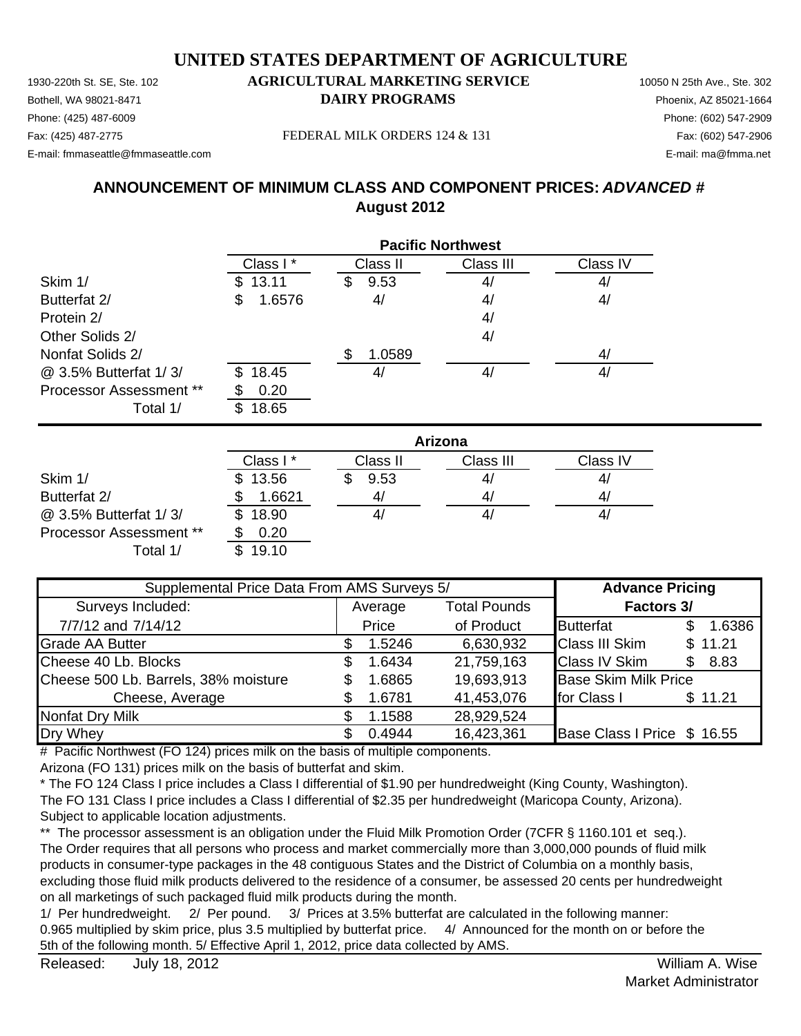# UNITED STATES DEPARTMENT OF AGRICULTURE

1930-220th St. SE, Ste. 102
Bothell, WA 98021-8471
Phone: (425) 487-6009
Fax: (425) 487-2775
E-mail: fmmaseattle@fmmaseattle.com

**AGRICULTURAL MARKETING SERVICE**
**DAIRY PROGRAMS**

FEDERAL MILK ORDERS 124 & 131

10050 N 25th Ave., Ste. 302
Phoenix, AZ 85021-1664
Phone: (602) 547-2909
Fax: (602) 547-2906
E-mail: ma@fmma.net

## ANNOUNCEMENT OF MINIMUM CLASS AND COMPONENT PRICES: *ADVANCED* #
## August 2012

| | Pacific Northwest | | | |
|---|---|---|---|---|
| | Class I * | Class II | Class III | Class IV |
| Skim 1/ | $ 13.11 | $ 9.53 | 4/ | 4/ |
| Butterfat 2/ | $ 1.6576 | 4/ | 4/ | 4/ |
| Protein 2/ | | | 4/ | |
| Other Solids 2/ | | | 4/ | |
| Nonfat Solids 2/ | | $ 1.0589 | | 4/ |
| @ 3.5% Butterfat 1/ 3/ | $ 18.45 | 4/ | 4/ | 4/ |
| Processor Assessment ** | $ 0.20 | | | |
| Total 1/ | $ 18.65 | | | |

| | Arizona | | | |
|---|---|---|---|---|
| | Class I * | Class II | Class III | Class IV |
| Skim 1/ | $ 13.56 | $ 9.53 | 4/ | 4/ |
| Butterfat 2/ | $ 1.6621 | 4/ | 4/ | 4/ |
| @ 3.5% Butterfat 1/ 3/ | $ 18.90 | 4/ | 4/ | 4/ |
| Processor Assessment ** | $ 0.20 | | | |
| Total 1/ | $ 19.10 | | | |

| Supplemental Price Data From AMS Surveys 5/ | | | Advance Pricing | |
|---|---|---|---|---|
| Surveys Included: | Average | Total Pounds | Factors 3/ | |
| 7/7/12 and 7/14/12 | Price | of Product | Butterfat | $ 1.6386 |
| Grade AA Butter | $ 1.5246 | 6,630,932 | Class III Skim | $ 11.21 |
| Cheese 40 Lb. Blocks | $ 1.6434 | 21,759,163 | Class IV Skim | $ 8.83 |
| Cheese 500 Lb. Barrels, 38% moisture | $ 1.6865 | 19,693,913 | Base Skim Milk Price | |
| Cheese, Average | $ 1.6781 | 41,453,076 | for Class I | $ 11.21 |
| Nonfat Dry Milk | $ 1.1588 | 28,929,524 | | |
| Dry Whey | $ 0.4944 | 16,423,361 | Base Class I Price | $ 16.55 |

# Pacific Northwest (FO 124) prices milk on the basis of multiple components.
Arizona (FO 131) prices milk on the basis of butterfat and skim.

* The FO 124 Class I price includes a Class I differential of $1.90 per hundredweight (King County, Washington).
The FO 131 Class I price includes a Class I differential of $2.35 per hundredweight (Maricopa County, Arizona).
Subject to applicable location adjustments.

** The processor assessment is an obligation under the Fluid Milk Promotion Order (7CFR § 1160.101 et seq.).
The Order requires that all persons who process and market commercially more than 3,000,000 pounds of fluid milk products in consumer-type packages in the 48 contiguous States and the District of Columbia on a monthly basis, excluding those fluid milk products delivered to the residence of a consumer, be assessed 20 cents per hundredweight on all marketings of such packaged fluid milk products during the month.

1/ Per hundredweight. 2/ Per pound. 3/ Prices at 3.5% butterfat are calculated in the following manner:
0.965 multiplied by skim price, plus 3.5 multiplied by butterfat price. 4/ Announced for the month on or before the 5th of the following month. 5/ Effective April 1, 2012, price data collected by AMS.

Released: July 18, 2012

William A. Wise
Market Administrator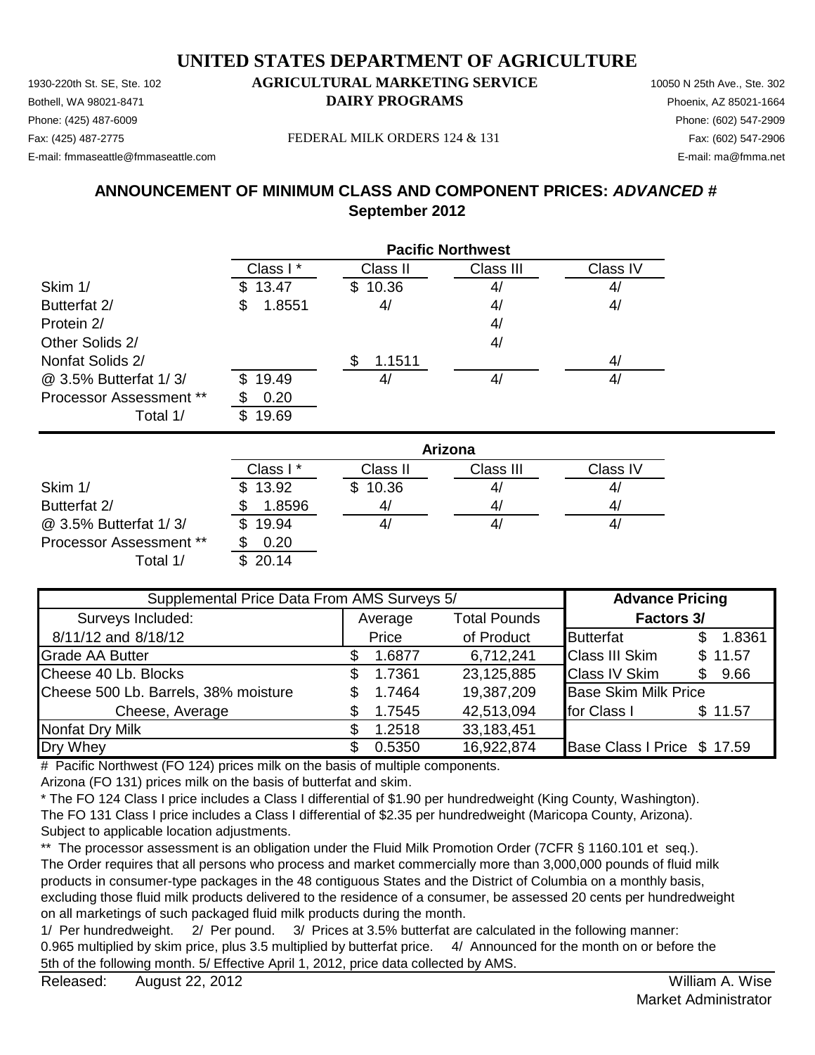# UNITED STATES DEPARTMENT OF AGRICULTURE

1930-220th St. SE, Ste. 102
Bothell, WA 98021-8471
Phone: (425) 487-6009
Fax: (425) 487-2775
E-mail: fmmaseattle@fmmaseattle.com

**AGRICULTURAL MARKETING SERVICE**
**DAIRY PROGRAMS**

FEDERAL MILK ORDERS 124 & 131

10050 N 25th Ave., Ste. 302
Phoenix, AZ 85021-1664
Phone: (602) 547-2909
Fax: (602) 547-2906
E-mail: ma@fmma.net

## ANNOUNCEMENT OF MINIMUM CLASS AND COMPONENT PRICES: *ADVANCED* #
## September 2012

| | Pacific Northwest | | | |
|---|---|---|---|---|
| | Class I * | Class II | Class III | Class IV |
| Skim 1/ | $ 13.47 | $ 10.36 | 4/ | 4/ |
| Butterfat 2/ | $ 1.8551 | 4/ | 4/ | 4/ |
| Protein 2/ | | | 4/ | |
| Other Solids 2/ | | | 4/ | |
| Nonfat Solids 2/ | | $ 1.1511 | | 4/ |
| @ 3.5% Butterfat 1/ 3/ | $ 19.49 | 4/ | 4/ | 4/ |
| Processor Assessment ** | $ 0.20 | | | |
| Total 1/ | $ 19.69 | | | |

| | Arizona | | | |
|---|---|---|---|---|
| | Class I * | Class II | Class III | Class IV |
| Skim 1/ | $ 13.92 | $ 10.36 | 4/ | 4/ |
| Butterfat 2/ | $ 1.8596 | 4/ | 4/ | 4/ |
| @ 3.5% Butterfat 1/ 3/ | $ 19.94 | 4/ | 4/ | 4/ |
| Processor Assessment ** | $ 0.20 | | | |
| Total 1/ | $ 20.14 | | | |

| Supplemental Price Data From AMS Surveys 5/ | | | Advance Pricing | |
|---|---|---|---|---|
| Surveys Included: | Average | Total Pounds | Factors 3/ | |
| 8/11/12 and 8/18/12 | Price | of Product | Butterfat | $ 1.8361 |
| Grade AA Butter | $ 1.6877 | 6,712,241 | Class III Skim | $ 11.57 |
| Cheese 40 Lb. Blocks | $ 1.7361 | 23,125,885 | Class IV Skim | $ 9.66 |
| Cheese 500 Lb. Barrels, 38% moisture | $ 1.7464 | 19,387,209 | Base Skim Milk Price | |
| Cheese, Average | $ 1.7545 | 42,513,094 | for Class I | $ 11.57 |
| Nonfat Dry Milk | $ 1.2518 | 33,183,451 | | |
| Dry Whey | $ 0.5350 | 16,922,874 | Base Class I Price | $ 17.59 |

\# Pacific Northwest (FO 124) prices milk on the basis of multiple components.
Arizona (FO 131) prices milk on the basis of butterfat and skim.

\* The FO 124 Class I price includes a Class I differential of $1.90 per hundredweight (King County, Washington).
The FO 131 Class I price includes a Class I differential of $2.35 per hundredweight (Maricopa County, Arizona).
Subject to applicable location adjustments.

\*\* The processor assessment is an obligation under the Fluid Milk Promotion Order (7CFR § 1160.101 et seq.).
The Order requires that all persons who process and market commercially more than 3,000,000 pounds of fluid milk products in consumer-type packages in the 48 contiguous States and the District of Columbia on a monthly basis, excluding those fluid milk products delivered to the residence of a consumer, be assessed 20 cents per hundredweight on all marketings of such packaged fluid milk products during the month.

1/ Per hundredweight. 2/ Per pound. 3/ Prices at 3.5% butterfat are calculated in the following manner: 0.965 multiplied by skim price, plus 3.5 multiplied by butterfat price. 4/ Announced for the month on or before the 5th of the following month. 5/ Effective April 1, 2012, price data collected by AMS.

Released: August 22, 2012

William A. Wise
Market Administrator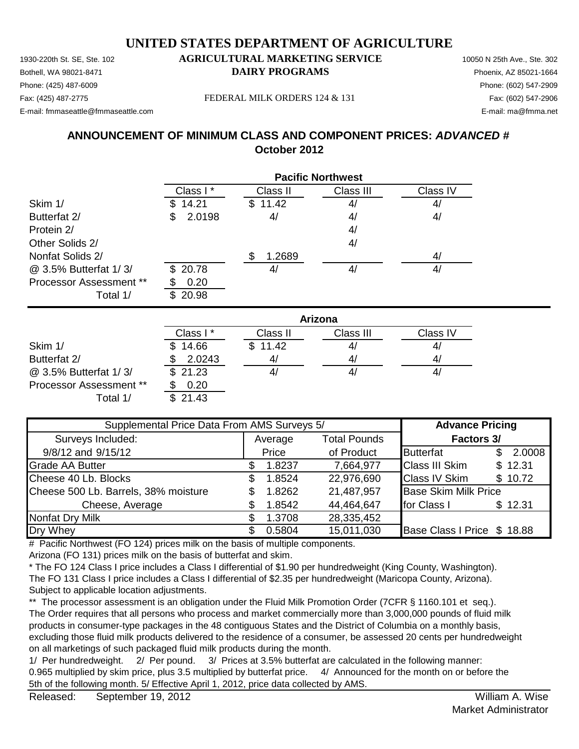# UNITED STATES DEPARTMENT OF AGRICULTURE

1930-220th St. SE, Ste. 102
Bothell, WA 98021-8471
Phone: (425) 487-6009
Fax: (425) 487-2775
E-mail: fmmaseattle@fmmaseattle.com

**AGRICULTURAL MARKETING SERVICE**
**DAIRY PROGRAMS**

FEDERAL MILK ORDERS 124 & 131

10050 N 25th Ave., Ste. 302
Phoenix, AZ 85021-1664
Phone: (602) 547-2909
Fax: (602) 547-2906
E-mail: ma@fmma.net

## ANNOUNCEMENT OF MINIMUM CLASS AND COMPONENT PRICES: *ADVANCED #*
## October 2012

| | Pacific Northwest | | | |
|---|---|---|---|---|
| | Class I * | Class II | Class III | Class IV |
| Skim 1/ | $ 14.21 | $ 11.42 | 4/ | 4/ |
| Butterfat 2/ | $ 2.0198 | 4/ | 4/ | 4/ |
| Protein 2/ | | | 4/ | |
| Other Solids 2/ | | | 4/ | |
| Nonfat Solids 2/ | | $ 1.2689 | | 4/ |
| @ 3.5% Butterfat 1/ 3/ | $ 20.78 | 4/ | 4/ | 4/ |
| Processor Assessment ** | $ 0.20 | | | |
| Total 1/ | $ 20.98 | | | |

| | Arizona | | | |
|---|---|---|---|---|
| | Class I * | Class II | Class III | Class IV |
| Skim 1/ | $ 14.66 | $ 11.42 | 4/ | 4/ |
| Butterfat 2/ | $ 2.0243 | 4/ | 4/ | 4/ |
| @ 3.5% Butterfat 1/ 3/ | $ 21.23 | 4/ | 4/ | 4/ |
| Processor Assessment ** | $ 0.20 | | | |
| Total 1/ | $ 21.43 | | | |

| Supplemental Price Data From AMS Surveys 5/ | | | Advance Pricing | |
|---|---|---|---|---|
| Surveys Included: | Average | Total Pounds | Factors 3/ | |
| 9/8/12 and 9/15/12 | Price | of Product | Butterfat | $ 2.0008 |
| Grade AA Butter | $ 1.8237 | 7,664,977 | Class III Skim | $ 12.31 |
| Cheese 40 Lb. Blocks | $ 1.8524 | 22,976,690 | Class IV Skim | $ 10.72 |
| Cheese 500 Lb. Barrels, 38% moisture | $ 1.8262 | 21,487,957 | Base Skim Milk Price | |
| Cheese, Average | $ 1.8542 | 44,464,647 | for Class I | $ 12.31 |
| Nonfat Dry Milk | $ 1.3708 | 28,335,452 | | |
| Dry Whey | $ 0.5804 | 15,011,030 | Base Class I Price | $ 18.88 |

\# Pacific Northwest (FO 124) prices milk on the basis of multiple components.
Arizona (FO 131) prices milk on the basis of butterfat and skim.

\* The FO 124 Class I price includes a Class I differential of $1.90 per hundredweight (King County, Washington).
The FO 131 Class I price includes a Class I differential of $2.35 per hundredweight (Maricopa County, Arizona).
Subject to applicable location adjustments.

** The processor assessment is an obligation under the Fluid Milk Promotion Order (7CFR § 1160.101 et seq.).
The Order requires that all persons who process and market commercially more than 3,000,000 pounds of fluid milk products in consumer-type packages in the 48 contiguous States and the District of Columbia on a monthly basis, excluding those fluid milk products delivered to the residence of a consumer, be assessed 20 cents per hundredweight on all marketings of such packaged fluid milk products during the month.

1/ Per hundredweight. 2/ Per pound. 3/ Prices at 3.5% butterfat are calculated in the following manner:
0.965 multiplied by skim price, plus 3.5 multiplied by butterfat price. 4/ Announced for the month on or before the 5th of the following month. 5/ Effective April 1, 2012, price data collected by AMS.

Released: September 19, 2012

William A. Wise
Market Administrator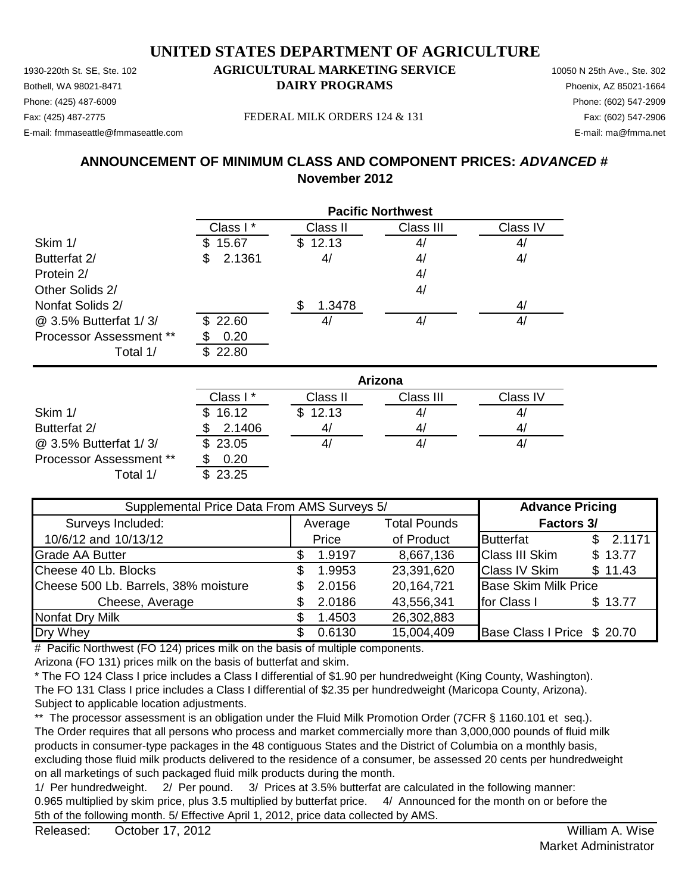# UNITED STATES DEPARTMENT OF AGRICULTURE

1930-220th St. SE, Ste. 102
Bothell, WA 98021-8471
Phone: (425) 487-6009
Fax: (425) 487-2775
E-mail: fmmaseattle@fmmaseattle.com

**AGRICULTURAL MARKETING SERVICE**
**DAIRY PROGRAMS**

FEDERAL MILK ORDERS 124 & 131

10050 N 25th Ave., Ste. 302
Phoenix, AZ 85021-1664
Phone: (602) 547-2909
Fax: (602) 547-2906
E-mail: ma@fmma.net

## ANNOUNCEMENT OF MINIMUM CLASS AND COMPONENT PRICES: *ADVANCED #*
## November 2012

| | Pacific Northwest | | | |
|---|---|---|---|---|
| | Class I * | Class II | Class III | Class IV |
| Skim 1/ | $ 15.67 | $ 12.13 | 4/ | 4/ |
| Butterfat 2/ | $ 2.1361 | 4/ | 4/ | 4/ |
| Protein 2/ | | | 4/ | |
| Other Solids 2/ | | | 4/ | |
| Nonfat Solids 2/ | | $ 1.3478 | | 4/ |
| @ 3.5% Butterfat 1/ 3/ | $ 22.60 | 4/ | 4/ | 4/ |
| Processor Assessment ** | $ 0.20 | | | |
| Total 1/ | $ 22.80 | | | |

| | Arizona | | | |
|---|---|---|---|---|
| | Class I * | Class II | Class III | Class IV |
| Skim 1/ | $ 16.12 | $ 12.13 | 4/ | 4/ |
| Butterfat 2/ | $ 2.1406 | 4/ | 4/ | 4/ |
| @ 3.5% Butterfat 1/ 3/ | $ 23.05 | 4/ | 4/ | 4/ |
| Processor Assessment ** | $ 0.20 | | | |
| Total 1/ | $ 23.25 | | | |

| Supplemental Price Data From AMS Surveys 5/ | | | Advance Pricing | |
|---|---|---|---|---|
| Surveys Included: | Average | Total Pounds | Factors 3/ | |
| 10/6/12 and 10/13/12 | Price | of Product | Butterfat | $ 2.1171 |
| Grade AA Butter | $ 1.9197 | 8,667,136 | Class III Skim | $ 13.77 |
| Cheese 40 Lb. Blocks | $ 1.9953 | 23,391,620 | Class IV Skim | $ 11.43 |
| Cheese 500 Lb. Barrels, 38% moisture | $ 2.0156 | 20,164,721 | Base Skim Milk Price | |
| Cheese, Average | $ 2.0186 | 43,556,341 | for Class I | $ 13.77 |
| Nonfat Dry Milk | $ 1.4503 | 26,302,883 | | |
| Dry Whey | $ 0.6130 | 15,004,409 | Base Class I Price | $ 20.70 |

# Pacific Northwest (FO 124) prices milk on the basis of multiple components.
Arizona (FO 131) prices milk on the basis of butterfat and skim.

* The FO 124 Class I price includes a Class I differential of $1.90 per hundredweight (King County, Washington).
The FO 131 Class I price includes a Class I differential of $2.35 per hundredweight (Maricopa County, Arizona).
Subject to applicable location adjustments.

** The processor assessment is an obligation under the Fluid Milk Promotion Order (7CFR § 1160.101 et seq.).
The Order requires that all persons who process and market commercially more than 3,000,000 pounds of fluid milk products in consumer-type packages in the 48 contiguous States and the District of Columbia on a monthly basis, excluding those fluid milk products delivered to the residence of a consumer, be assessed 20 cents per hundredweight on all marketings of such packaged fluid milk products during the month.

1/ Per hundredweight. 2/ Per pound. 3/ Prices at 3.5% butterfat are calculated in the following manner: 0.965 multiplied by skim price, plus 3.5 multiplied by butterfat price. 4/ Announced for the month on or before the 5th of the following month. 5/ Effective April 1, 2012, price data collected by AMS.

Released: October 17, 2012

William A. Wise
Market Administrator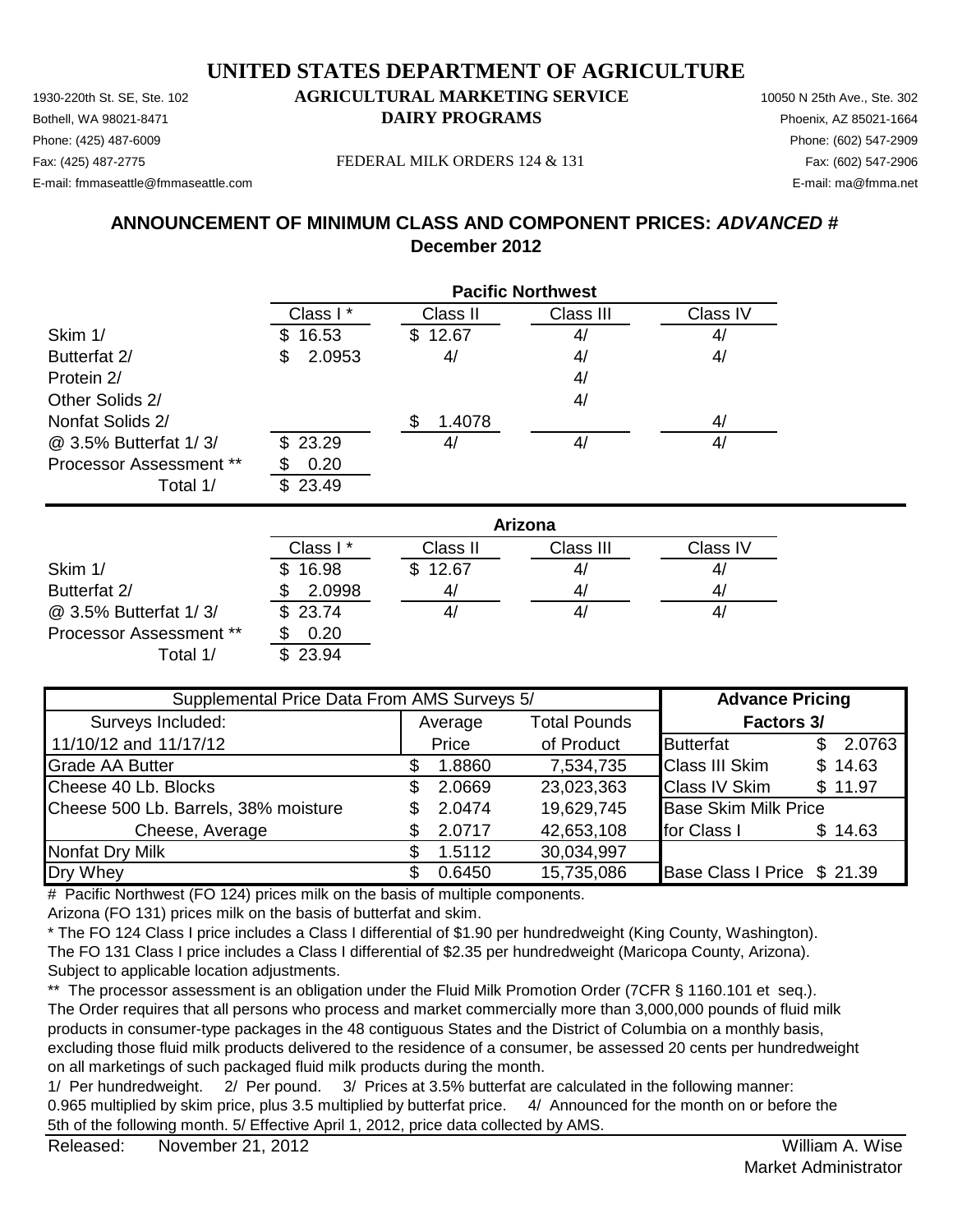# UNITED STATES DEPARTMENT OF AGRICULTURE

1930-220th St. SE, Ste. 102 **AGRICULTURAL MARKETING SERVICE** 10050 N 25th Ave., Ste. 302
Bothell, WA 98021-8471 **DAIRY PROGRAMS** Phoenix, AZ 85021-1664
Phone: (425) 487-6009 Phone: (602) 547-2909
Fax: (425) 487-2775 FEDERAL MILK ORDERS 124 & 131 Fax: (602) 547-2906
E-mail: fmmaseattle@fmmaseattle.com E-mail: ma@fmma.net

## ANNOUNCEMENT OF MINIMUM CLASS AND COMPONENT PRICES: *ADVANCED #*
## December 2012

| | Pacific Northwest | | | |
|---|---|---|---|---|
| | Class I * | Class II | Class III | Class IV |
| Skim 1/ | $ 16.53 | $ 12.67 | 4/ | 4/ |
| Butterfat 2/ | $ 2.0953 | 4/ | 4/ | 4/ |
| Protein 2/ | | | 4/ | |
| Other Solids 2/ | | | 4/ | |
| Nonfat Solids 2/ | | $ 1.4078 | | 4/ |
| @ 3.5% Butterfat 1/ 3/ | $ 23.29 | 4/ | 4/ | 4/ |
| Processor Assessment ** | $ 0.20 | | | |
| Total 1/ | $ 23.49 | | | |

| | Arizona | | | |
|---|---|---|---|---|
| | Class I * | Class II | Class III | Class IV |
| Skim 1/ | $ 16.98 | $ 12.67 | 4/ | 4/ |
| Butterfat 2/ | $ 2.0998 | 4/ | 4/ | 4/ |
| @ 3.5% Butterfat 1/ 3/ | $ 23.74 | 4/ | 4/ | 4/ |
| Processor Assessment ** | $ 0.20 | | | |
| Total 1/ | $ 23.94 | | | |

| Supplemental Price Data From AMS Surveys 5/ | | | Advance Pricing | |
|---|---|---|---|---|
| Surveys Included: | Average | Total Pounds | Factors 3/ | |
| 11/10/12 and 11/17/12 | Price | of Product | Butterfat | $ 2.0763 |
| Grade AA Butter | $ 1.8860 | 7,534,735 | Class III Skim | $ 14.63 |
| Cheese 40 Lb. Blocks | $ 2.0669 | 23,023,363 | Class IV Skim | $ 11.97 |
| Cheese 500 Lb. Barrels, 38% moisture | $ 2.0474 | 19,629,745 | Base Skim Milk Price | |
| Cheese, Average | $ 2.0717 | 42,653,108 | for Class I | $ 14.63 |
| Nonfat Dry Milk | $ 1.5112 | 30,034,997 | | |
| Dry Whey | $ 0.6450 | 15,735,086 | Base Class I Price | $ 21.39 |

# Pacific Northwest (FO 124) prices milk on the basis of multiple components.
Arizona (FO 131) prices milk on the basis of butterfat and skim.

* The FO 124 Class I price includes a Class I differential of $1.90 per hundredweight (King County, Washington).
The FO 131 Class I price includes a Class I differential of $2.35 per hundredweight (Maricopa County, Arizona).
Subject to applicable location adjustments.

** The processor assessment is an obligation under the Fluid Milk Promotion Order (7CFR § 1160.101 et seq.).
The Order requires that all persons who process and market commercially more than 3,000,000 pounds of fluid milk products in consumer-type packages in the 48 contiguous States and the District of Columbia on a monthly basis, excluding those fluid milk products delivered to the residence of a consumer, be assessed 20 cents per hundredweight on all marketings of such packaged fluid milk products during the month.

1/ Per hundredweight. 2/ Per pound. 3/ Prices at 3.5% butterfat are calculated in the following manner: 0.965 multiplied by skim price, plus 3.5 multiplied by butterfat price. 4/ Announced for the month on or before the 5th of the following month. 5/ Effective April 1, 2012, price data collected by AMS.

Released: November 21, 2012

William A. Wise
Market Administrator